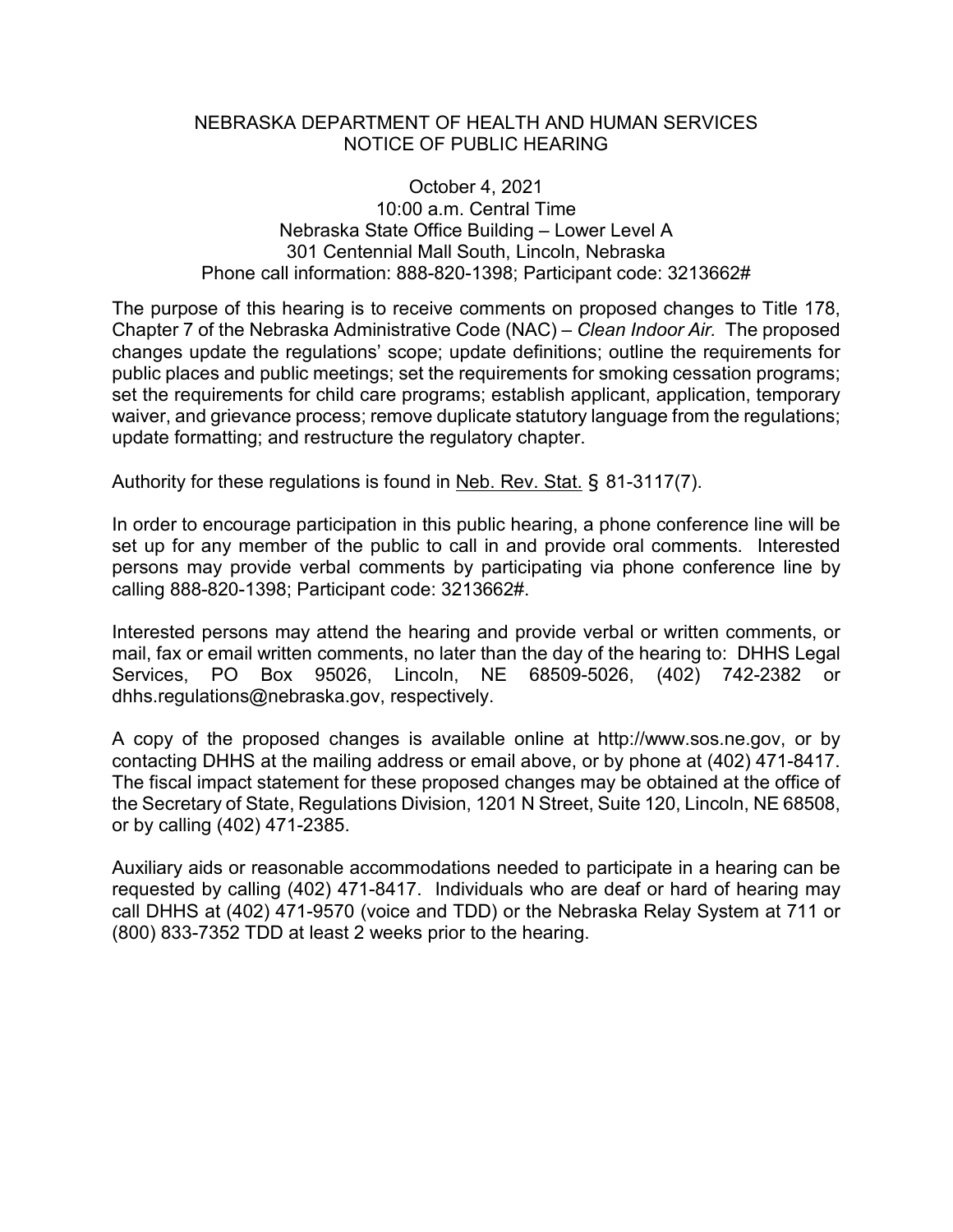# NEBRASKA DEPARTMENT OF HEALTH AND HUMAN SERVICES
## NOTICE OF PUBLIC HEARING

October 4, 2021
10:00 a.m. Central Time
Nebraska State Office Building – Lower Level A
301 Centennial Mall South, Lincoln, Nebraska
Phone call information: 888-820-1398; Participant code: 3213662#

The purpose of this hearing is to receive comments on proposed changes to Title 178, Chapter 7 of the Nebraska Administrative Code (NAC) – *Clean Indoor Air.* The proposed changes update the regulations' scope; update definitions; outline the requirements for public places and public meetings; set the requirements for smoking cessation programs; set the requirements for child care programs; establish applicant, application, temporary waiver, and grievance process; remove duplicate statutory language from the regulations; update formatting; and restructure the regulatory chapter.

Authority for these regulations is found in <u>Neb. Rev. Stat.</u> § 81-3117(7).

In order to encourage participation in this public hearing, a phone conference line will be set up for any member of the public to call in and provide oral comments. Interested persons may provide verbal comments by participating via phone conference line by calling 888-820-1398; Participant code: 3213662#.

Interested persons may attend the hearing and provide verbal or written comments, or mail, fax or email written comments, no later than the day of the hearing to: DHHS Legal Services, PO Box 95026, Lincoln, NE 68509-5026, (402) 742-2382 or dhhs.regulations@nebraska.gov, respectively.

A copy of the proposed changes is available online at http://www.sos.ne.gov, or by contacting DHHS at the mailing address or email above, or by phone at (402) 471-8417. The fiscal impact statement for these proposed changes may be obtained at the office of the Secretary of State, Regulations Division, 1201 N Street, Suite 120, Lincoln, NE 68508, or by calling (402) 471-2385.

Auxiliary aids or reasonable accommodations needed to participate in a hearing can be requested by calling (402) 471-8417. Individuals who are deaf or hard of hearing may call DHHS at (402) 471-9570 (voice and TDD) or the Nebraska Relay System at 711 or (800) 833-7352 TDD at least 2 weeks prior to the hearing.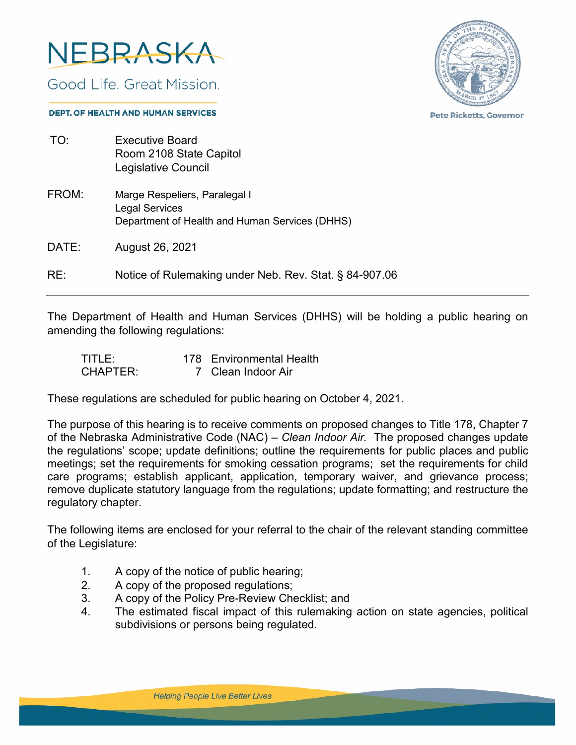NEBRASKA

Good Life. Great Mission.

DEPT. OF HEALTH AND HUMAN SERVICES

Pete Ricketts, Governor

TO: Executive Board
Room 2108 State Capitol
Legislative Council

FROM: Marge Respeliers, Paralegal I
Legal Services
Department of Health and Human Services (DHHS)

DATE: August 26, 2021

RE: Notice of Rulemaking under Neb. Rev. Stat. § 84-907.06

---

The Department of Health and Human Services (DHHS) will be holding a public hearing on amending the following regulations:

| | | |
|---|---|---|
| TITLE: | 178 | Environmental Health |
| CHAPTER: | 7 | Clean Indoor Air |

These regulations are scheduled for public hearing on October 4, 2021.

The purpose of this hearing is to receive comments on proposed changes to Title 178, Chapter 7 of the Nebraska Administrative Code (NAC) – *Clean Indoor Air.* The proposed changes update the regulations' scope; update definitions; outline the requirements for public places and public meetings; set the requirements for smoking cessation programs; set the requirements for child care programs; establish applicant, application, temporary waiver, and grievance process; remove duplicate statutory language from the regulations; update formatting; and restructure the regulatory chapter.

The following items are enclosed for your referral to the chair of the relevant standing committee of the Legislature:

1. A copy of the notice of public hearing;
2. A copy of the proposed regulations;
3. A copy of the Policy Pre-Review Checklist; and
4. The estimated fiscal impact of this rulemaking action on state agencies, political subdivisions or persons being regulated.

Helping People Live Better Lives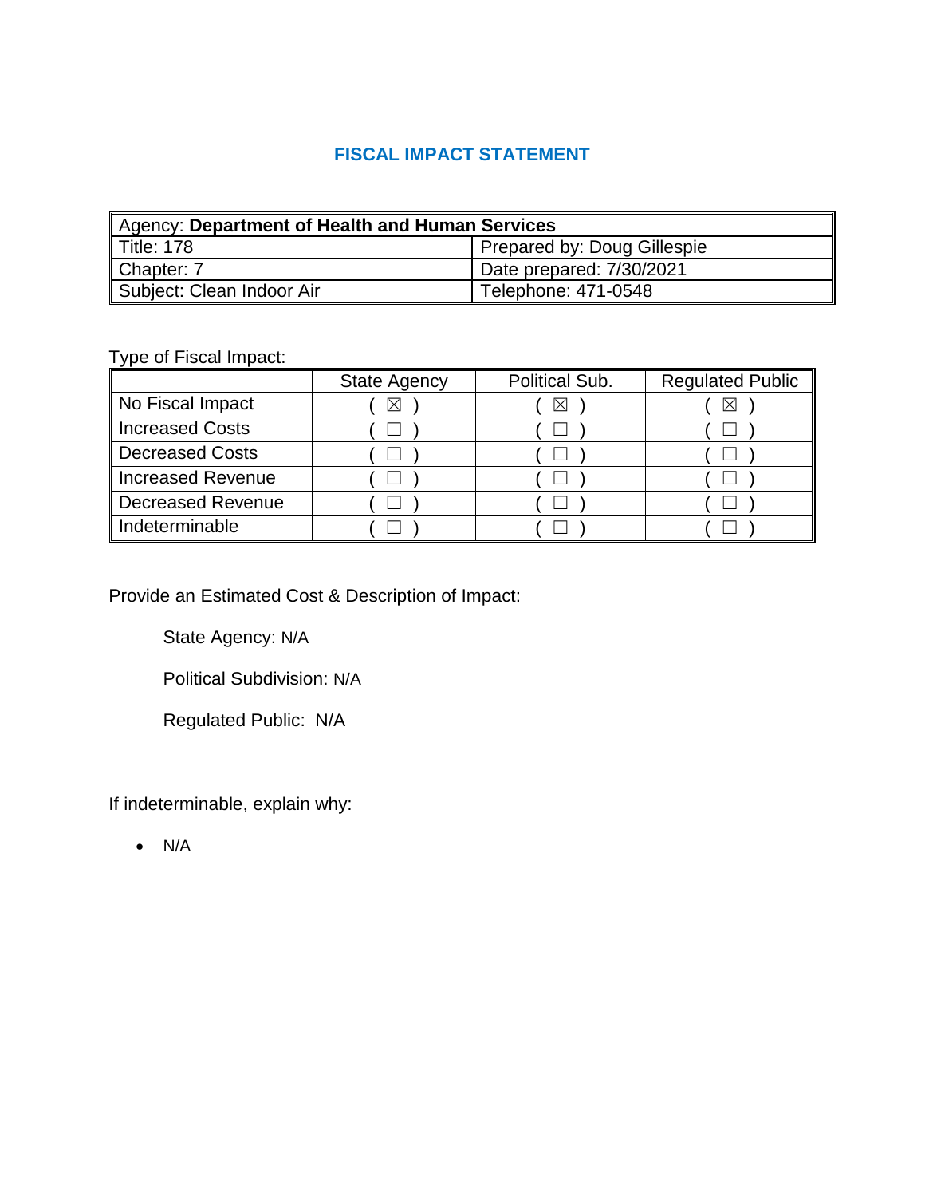# FISCAL IMPACT STATEMENT

| Agency: **Department of Health and Human Services** | |
|---|---|
| Title: 178 | Prepared by: Doug Gillespie |
| Chapter: 7 | Date prepared: 7/30/2021 |
| Subject: Clean Indoor Air | Telephone: 471-0548 |

Type of Fiscal Impact:

| | State Agency | Political Sub. | Regulated Public |
|---|---|---|---|
| No Fiscal Impact | ( ☒ ) | ( ☒ ) | ( ☒ ) |
| Increased Costs | ( ☐ ) | ( ☐ ) | ( ☐ ) |
| Decreased Costs | ( ☐ ) | ( ☐ ) | ( ☐ ) |
| Increased Revenue | ( ☐ ) | ( ☐ ) | ( ☐ ) |
| Decreased Revenue | ( ☐ ) | ( ☐ ) | ( ☐ ) |
| Indeterminable | ( ☐ ) | ( ☐ ) | ( ☐ ) |

Provide an Estimated Cost & Description of Impact:

State Agency: N/A

Political Subdivision: N/A

Regulated Public: N/A

If indeterminable, explain why:

- N/A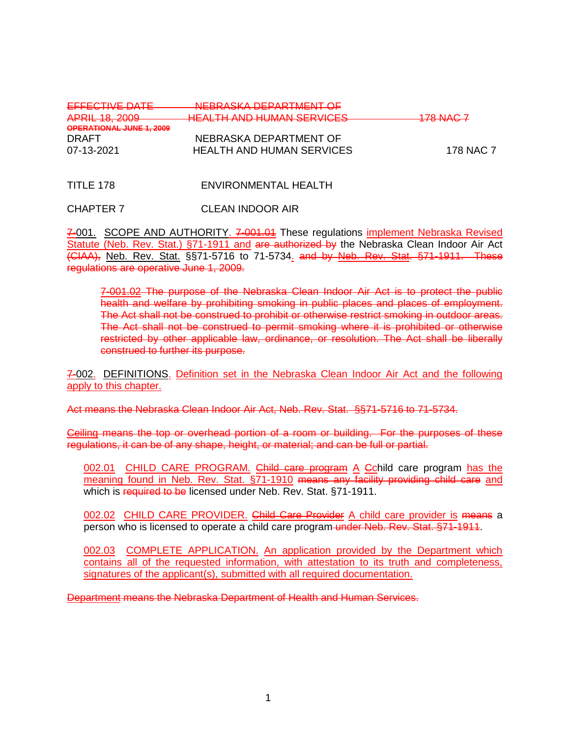TITLE 178 ENVIRONMENTAL HEALTH

CHAPTER 7 CLEAN INDOOR AIR

~~7-~~001. SCOPE AND AUTHORITY. ~~7-001.01~~ These regulations implement Nebraska Revised Statute (Neb. Rev. Stat.) §71-1911 and ~~are authorized by~~ the Nebraska Clean Indoor Air Act ~~(CIAA),~~ Neb. Rev. Stat. §§71-5716 to 71-5734. ~~and by Neb. Rev. Stat. §71-1911. These regulations are operative June 1, 2009.~~

> ~~7-001.02 The purpose of the Nebraska Clean Indoor Air Act is to protect the public health and welfare by prohibiting smoking in public places and places of employment. The Act shall not be construed to prohibit or otherwise restrict smoking in outdoor areas. The Act shall not be construed to permit smoking where it is prohibited or otherwise restricted by other applicable law, ordinance, or resolution. The Act shall be liberally construed to further its purpose.~~

~~7-~~002. DEFINITIONS. Definition set in the Nebraska Clean Indoor Air Act and the following apply to this chapter.

~~Act means the Nebraska Clean Indoor Air Act, Neb. Rev. Stat. §§71-5716 to 71-5734.~~

~~Ceiling means the top or overhead portion of a room or building. For the purposes of these regulations, it can be of any shape, height, or material; and can be full or partial.~~

> 002.01 CHILD CARE PROGRAM. ~~Child care program~~ A ~~C~~child care program has the meaning found in Neb. Rev. Stat. §71-1910 ~~means any facility providing child care~~ and which is ~~required to be~~ licensed under Neb. Rev. Stat. §71-1911.
>
> 002.02 CHILD CARE PROVIDER. ~~Child Care Provider~~ A child care provider is ~~means~~ a person who is licensed to operate a child care program ~~under Neb. Rev. Stat. §71-1911~~.
>
> 002.03 COMPLETE APPLICATION. An application provided by the Department which contains all of the requested information, with attestation to its truth and completeness, signatures of the applicant(s), submitted with all required documentation.

~~Department means the Nebraska Department of Health and Human Services.~~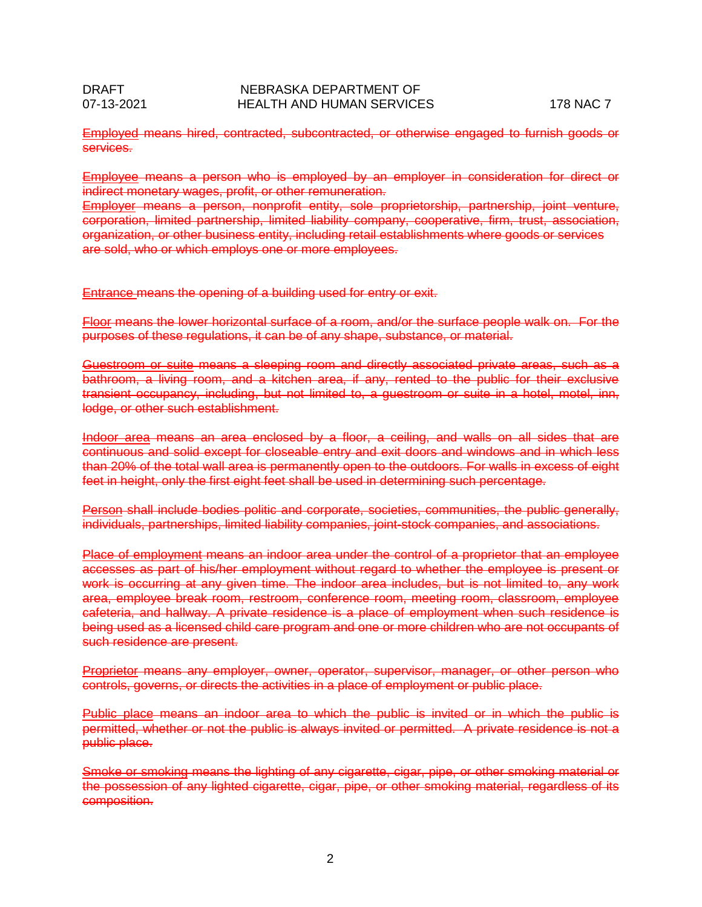~~Employed means hired, contracted, subcontracted, or otherwise engaged to furnish goods or services.~~

~~Employee means a person who is employed by an employer in consideration for direct or indirect monetary wages, profit, or other remuneration.~~

~~Employer means a person, nonprofit entity, sole proprietorship, partnership, joint venture, corporation, limited partnership, limited liability company, cooperative, firm, trust, association, organization, or other business entity, including retail establishments where goods or services are sold, who or which employs one or more employees.~~

~~Entrance means the opening of a building used for entry or exit.~~

~~Floor means the lower horizontal surface of a room, and/or the surface people walk on. For the purposes of these regulations, it can be of any shape, substance, or material.~~

~~Guestroom or suite means a sleeping room and directly associated private areas, such as a bathroom, a living room, and a kitchen area, if any, rented to the public for their exclusive transient occupancy, including, but not limited to, a guestroom or suite in a hotel, motel, inn, lodge, or other such establishment.~~

~~Indoor area means an area enclosed by a floor, a ceiling, and walls on all sides that are continuous and solid except for closeable entry and exit doors and windows and in which less than 20% of the total wall area is permanently open to the outdoors. For walls in excess of eight feet in height, only the first eight feet shall be used in determining such percentage.~~

~~Person shall include bodies politic and corporate, societies, communities, the public generally, individuals, partnerships, limited liability companies, joint-stock companies, and associations.~~

~~Place of employment means an indoor area under the control of a proprietor that an employee accesses as part of his/her employment without regard to whether the employee is present or work is occurring at any given time. The indoor area includes, but is not limited to, any work area, employee break room, restroom, conference room, meeting room, classroom, employee cafeteria, and hallway. A private residence is a place of employment when such residence is being used as a licensed child care program and one or more children who are not occupants of such residence are present.~~

~~Proprietor means any employer, owner, operator, supervisor, manager, or other person who controls, governs, or directs the activities in a place of employment or public place.~~

~~Public place means an indoor area to which the public is invited or in which the public is permitted, whether or not the public is always invited or permitted. A private residence is not a public place.~~

~~Smoke or smoking means the lighting of any cigarette, cigar, pipe, or other smoking material or the possession of any lighted cigarette, cigar, pipe, or other smoking material, regardless of its composition.~~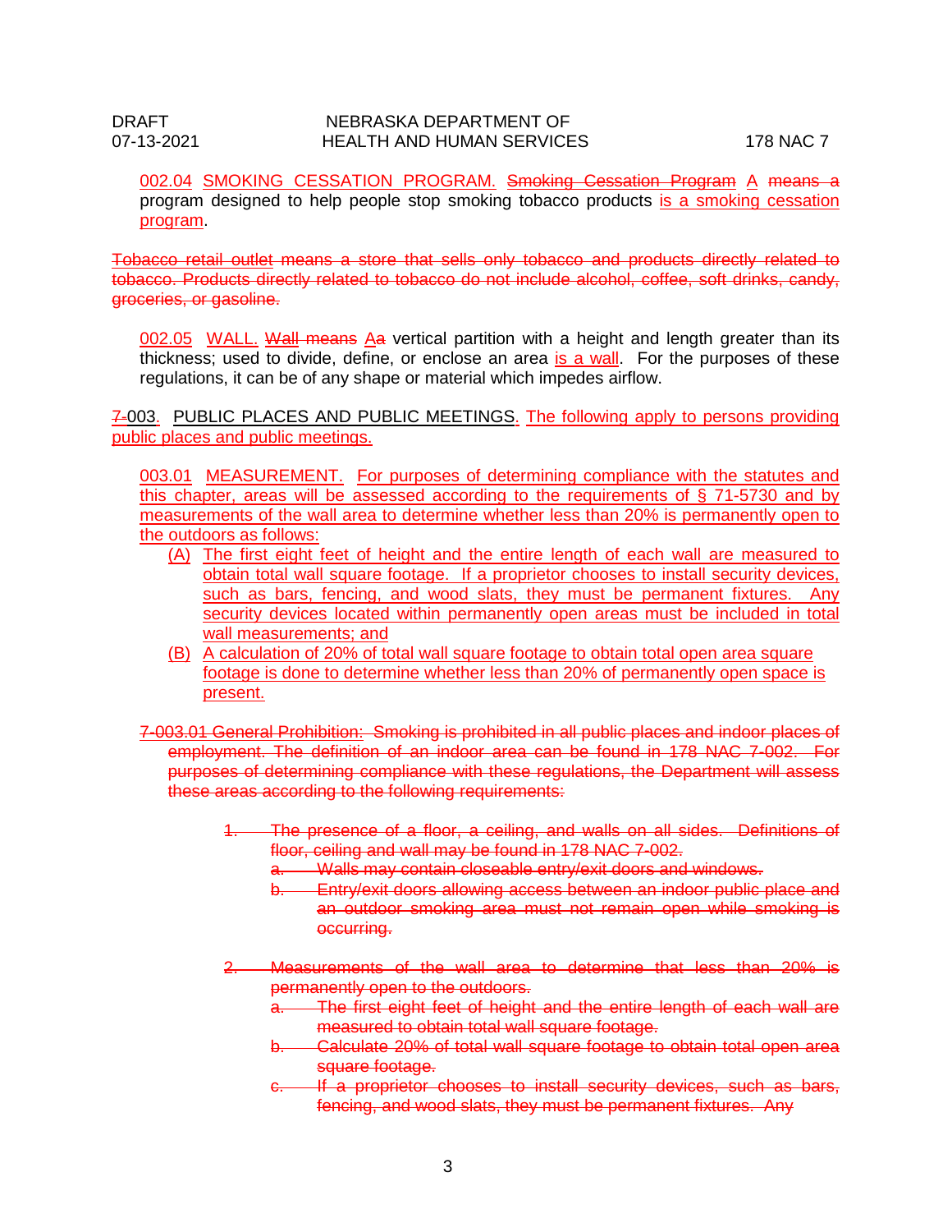002.04 SMOKING CESSATION PROGRAM. ~~Smoking Cessation Program~~ A ~~means a~~ program designed to help people stop smoking tobacco products is a smoking cessation program.

~~Tobacco retail outlet means a store that sells only tobacco and products directly related to tobacco. Products directly related to tobacco do not include alcohol, coffee, soft drinks, candy, groceries, or gasoline.~~

002.05 WALL. ~~Wall means~~ A~~a~~ vertical partition with a height and length greater than its thickness; used to divide, define, or enclose an area is a wall. For the purposes of these regulations, it can be of any shape or material which impedes airflow.

~~7-~~003. PUBLIC PLACES AND PUBLIC MEETINGS. The following apply to persons providing public places and public meetings.

003.01 MEASUREMENT. For purposes of determining compliance with the statutes and this chapter, areas will be assessed according to the requirements of § 71-5730 and by measurements of the wall area to determine whether less than 20% is permanently open to the outdoors as follows:

- (A) The first eight feet of height and the entire length of each wall are measured to obtain total wall square footage. If a proprietor chooses to install security devices, such as bars, fencing, and wood slats, they must be permanent fixtures. Any security devices located within permanently open areas must be included in total wall measurements; and
- (B) A calculation of 20% of total wall square footage to obtain total open area square footage is done to determine whether less than 20% of permanently open space is present.

~~7-003.01 General Prohibition: Smoking is prohibited in all public places and indoor places of employment. The definition of an indoor area can be found in 178 NAC 7-002. For purposes of determining compliance with these regulations, the Department will assess these areas according to the following requirements:~~

~~1. The presence of a floor, a ceiling, and walls on all sides. Definitions of floor, ceiling and wall may be found in 178 NAC 7-002.~~
   ~~a. Walls may contain closeable entry/exit doors and windows.~~
   ~~b. Entry/exit doors allowing access between an indoor public place and an outdoor smoking area must not remain open while smoking is occurring.~~

~~2. Measurements of the wall area to determine that less than 20% is permanently open to the outdoors.~~
   ~~a. The first eight feet of height and the entire length of each wall are measured to obtain total wall square footage.~~
   ~~b. Calculate 20% of total wall square footage to obtain total open area square footage.~~
   ~~c. If a proprietor chooses to install security devices, such as bars, fencing, and wood slats, they must be permanent fixtures. Any~~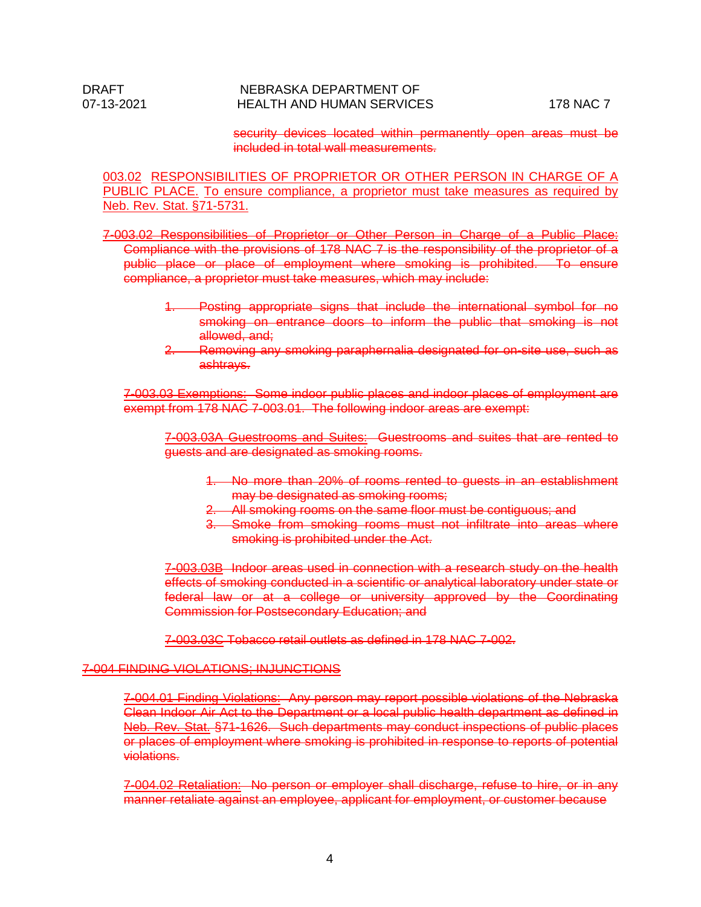~~security devices located within permanently open areas must be included in total wall measurements.~~

<u>003.02 RESPONSIBILITIES OF PROPRIETOR OR OTHER PERSON IN CHARGE OF A PUBLIC PLACE.</u> <u>To ensure compliance, a proprietor must take measures as required by Neb. Rev. Stat. §71-5731.</u>

~~7-003.02 Responsibilities of Proprietor or Other Person in Charge of a Public Place: Compliance with the provisions of 178 NAC 7 is the responsibility of the proprietor of a public place or place of employment where smoking is prohibited. To ensure compliance, a proprietor must take measures, which may include:~~

1. ~~Posting appropriate signs that include the international symbol for no smoking on entrance doors to inform the public that smoking is not allowed, and;~~
2. ~~Removing any smoking paraphernalia designated for on-site use, such as ashtrays.~~

~~7-003.03 Exemptions: Some indoor public places and indoor places of employment are exempt from 178 NAC 7-003.01. The following indoor areas are exempt:~~

~~7-003.03A Guestrooms and Suites: Guestrooms and suites that are rented to guests and are designated as smoking rooms.~~

1. ~~No more than 20% of rooms rented to guests in an establishment may be designated as smoking rooms;~~
2. ~~All smoking rooms on the same floor must be contiguous; and~~
3. ~~Smoke from smoking rooms must not infiltrate into areas where smoking is prohibited under the Act.~~

~~7-003.03B Indoor areas used in connection with a research study on the health effects of smoking conducted in a scientific or analytical laboratory under state or federal law or at a college or university approved by the Coordinating Commission for Postsecondary Education; and~~

~~7-003.03C Tobacco retail outlets as defined in 178 NAC 7-002.~~

~~7-004 FINDING VIOLATIONS; INJUNCTIONS~~

~~7-004.01 Finding Violations: Any person may report possible violations of the Nebraska Clean Indoor Air Act to the Department or a local public health department as defined in Neb. Rev. Stat. §71-1626. Such departments may conduct inspections of public places or places of employment where smoking is prohibited in response to reports of potential violations.~~

~~7-004.02 Retaliation: No person or employer shall discharge, refuse to hire, or in any manner retaliate against an employee, applicant for employment, or customer because~~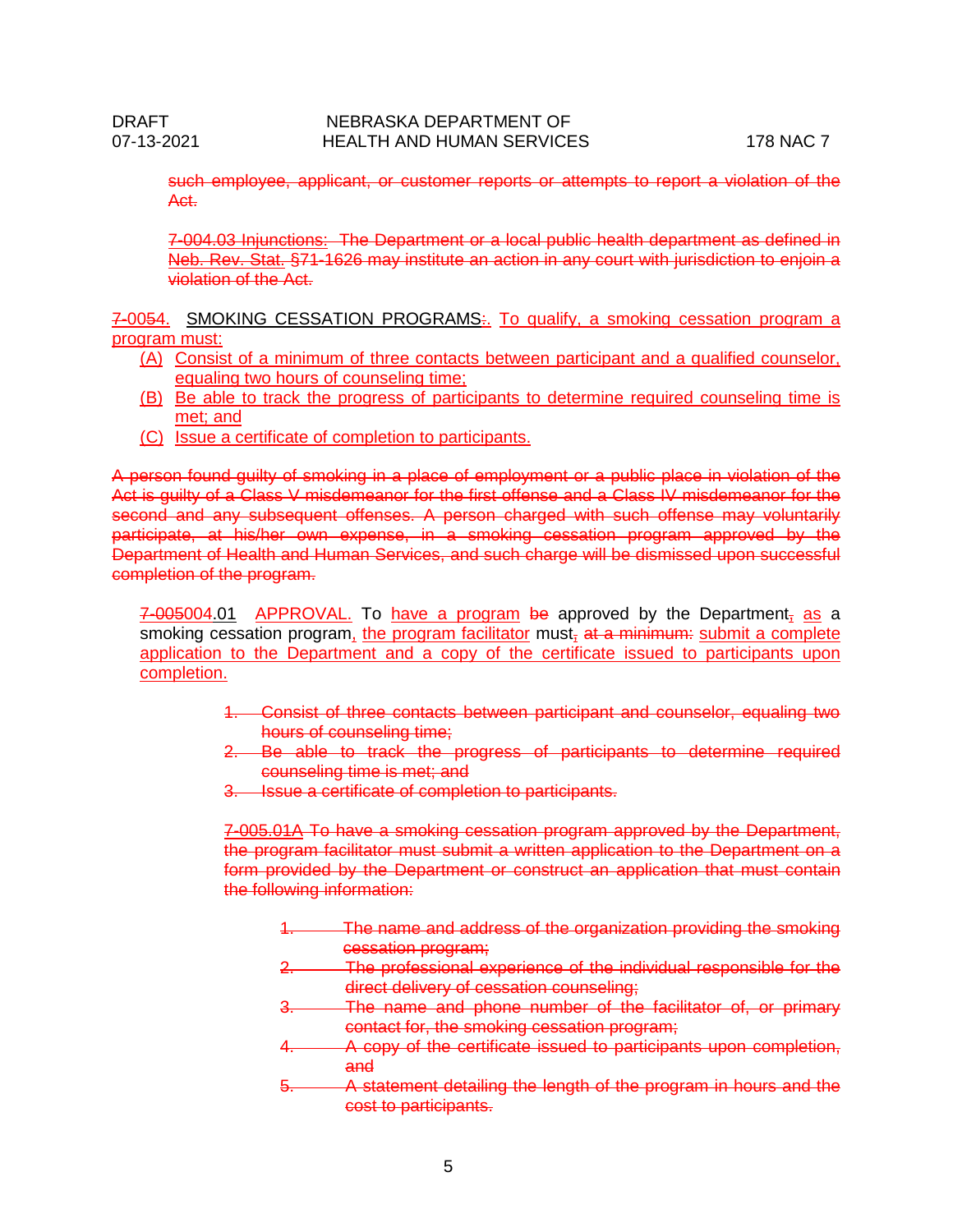~~such employee, applicant, or customer reports or attempts to report a violation of the Act.~~

~~7-004.03 Injunctions: The Department or a local public health department as defined in Neb. Rev. Stat. §71-1626 may institute an action in any court with jurisdiction to enjoin a violation of the Act.~~

~~7-005~~4. SMOKING CESSATION PROGRAMS~~:~~. To qualify, a smoking cessation program a program must:

(A) Consist of a minimum of three contacts between participant and a qualified counselor, equaling two hours of counseling time;
(B) Be able to track the progress of participants to determine required counseling time is met; and
(C) Issue a certificate of completion to participants.

~~A person found guilty of smoking in a place of employment or a public place in violation of the Act is guilty of a Class V misdemeanor for the first offense and a Class IV misdemeanor for the second and any subsequent offenses. A person charged with such offense may voluntarily participate, at his/her own expense, in a smoking cessation program approved by the Department of Health and Human Services, and such charge will be dismissed upon successful completion of the program.~~

~~7-005~~004.01 APPROVAL. To have a program ~~be~~ approved by the Department~~,~~ as a smoking cessation program, the program facilitator must~~,~~ ~~at a minimum:~~ submit a complete application to the Department and a copy of the certificate issued to participants upon completion.

~~1. Consist of three contacts between participant and counselor, equaling two hours of counseling time;~~
~~2. Be able to track the progress of participants to determine required counseling time is met; and~~
~~3. Issue a certificate of completion to participants.~~

~~7-005.01A To have a smoking cessation program approved by the Department, the program facilitator must submit a written application to the Department on a form provided by the Department or construct an application that must contain the following information:~~

~~1. The name and address of the organization providing the smoking cessation program;~~
~~2. The professional experience of the individual responsible for the direct delivery of cessation counseling;~~
~~3. The name and phone number of the facilitator of, or primary contact for, the smoking cessation program;~~
~~4. A copy of the certificate issued to participants upon completion, and~~
~~5. A statement detailing the length of the program in hours and the cost to participants.~~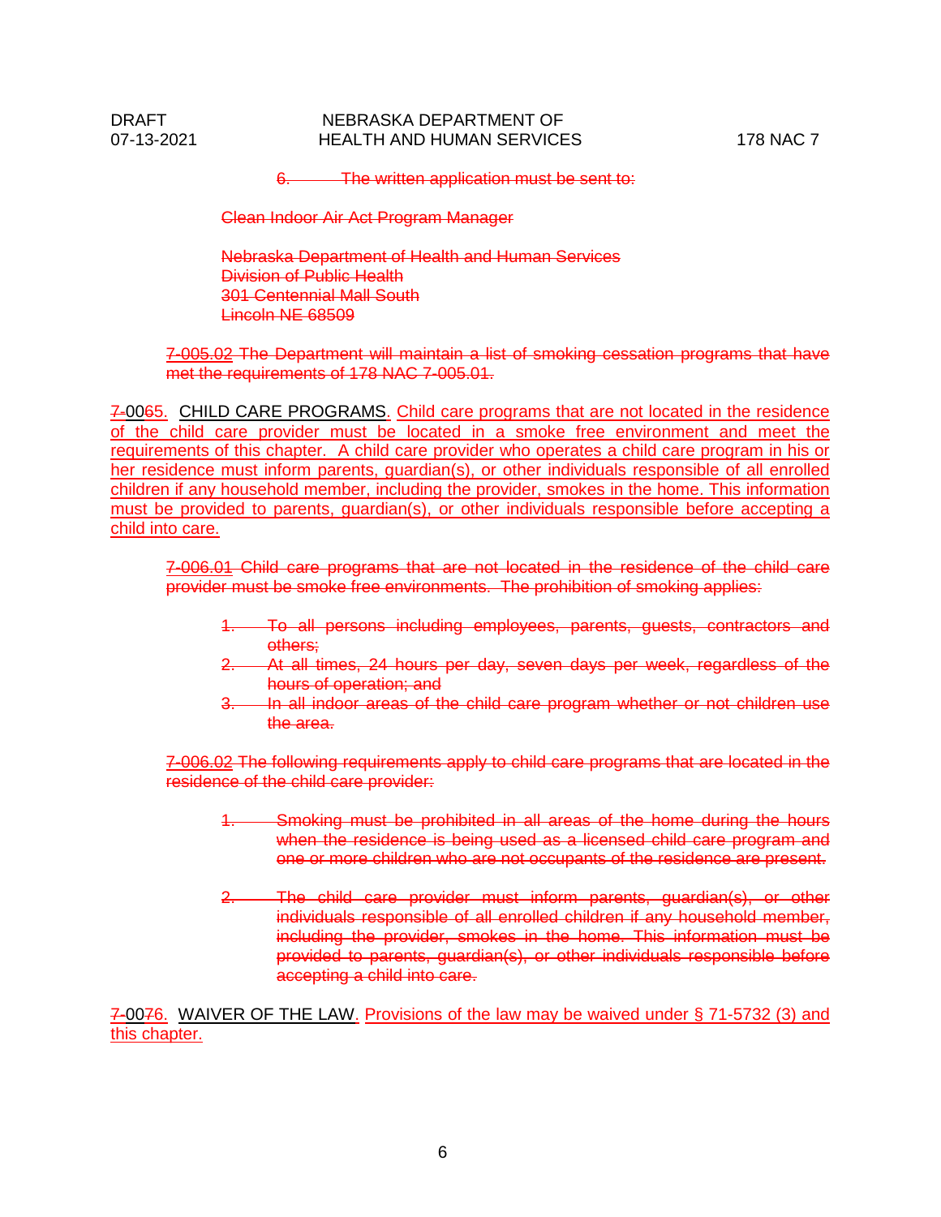~~6. The written application must be sent to:~~

~~Clean Indoor Air Act Program Manager~~

~~Nebraska Department of Health and Human Services~~
~~Division of Public Health~~
~~301 Centennial Mall South~~
~~Lincoln NE 68509~~

~~7-005.02 The Department will maintain a list of smoking cessation programs that have met the requirements of 178 NAC 7-005.01.~~

~~7-~~00~~6~~5. CHILD CARE PROGRAMS. Child care programs that are not located in the residence of the child care provider must be located in a smoke free environment and meet the requirements of this chapter. A child care provider who operates a child care program in his or her residence must inform parents, guardian(s), or other individuals responsible of all enrolled children if any household member, including the provider, smokes in the home. This information must be provided to parents, guardian(s), or other individuals responsible before accepting a child into care.

~~7-006.01 Child care programs that are not located in the residence of the child care provider must be smoke free environments. The prohibition of smoking applies:~~

1. ~~To all persons including employees, parents, guests, contractors and others;~~
2. ~~At all times, 24 hours per day, seven days per week, regardless of the hours of operation; and~~
3. ~~In all indoor areas of the child care program whether or not children use the area.~~

~~7-006.02 The following requirements apply to child care programs that are located in the residence of the child care provider:~~

1. ~~Smoking must be prohibited in all areas of the home during the hours when the residence is being used as a licensed child care program and one or more children who are not occupants of the residence are present.~~

2. ~~The child care provider must inform parents, guardian(s), or other individuals responsible of all enrolled children if any household member, including the provider, smokes in the home. This information must be provided to parents, guardian(s), or other individuals responsible before accepting a child into care.~~

~~7-~~00~~7~~6. WAIVER OF THE LAW. Provisions of the law may be waived under § 71-5732 (3) and this chapter.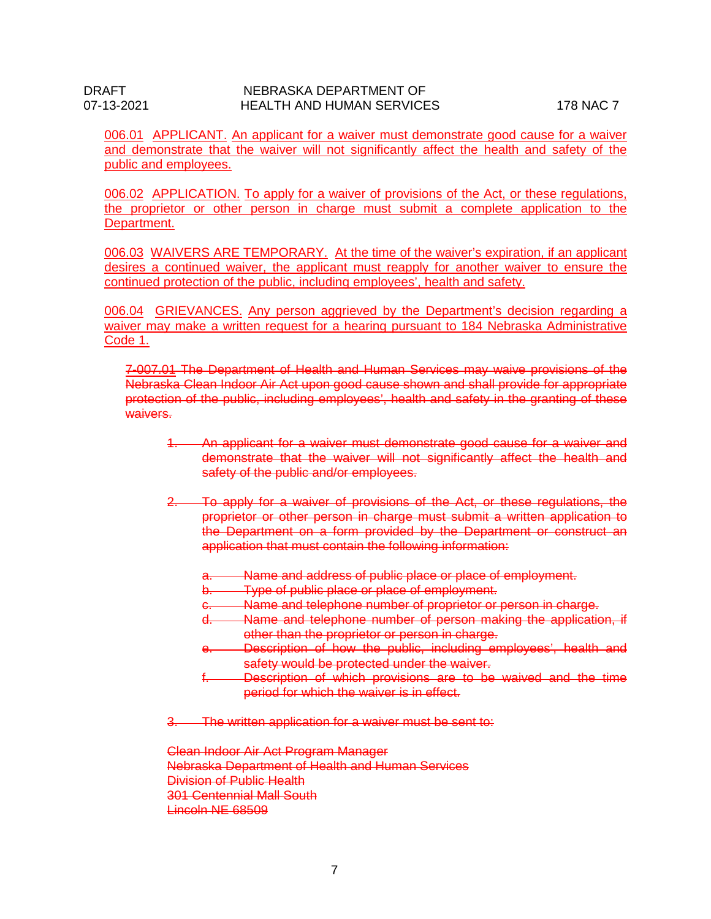006.01 APPLICANT. An applicant for a waiver must demonstrate good cause for a waiver and demonstrate that the waiver will not significantly affect the health and safety of the public and employees.

006.02 APPLICATION. To apply for a waiver of provisions of the Act, or these regulations, the proprietor or other person in charge must submit a complete application to the Department.

006.03 WAIVERS ARE TEMPORARY. At the time of the waiver's expiration, if an applicant desires a continued waiver, the applicant must reapply for another waiver to ensure the continued protection of the public, including employees', health and safety.

006.04 GRIEVANCES. Any person aggrieved by the Department's decision regarding a waiver may make a written request for a hearing pursuant to 184 Nebraska Administrative Code 1.

~~7-007.01 The Department of Health and Human Services may waive provisions of the Nebraska Clean Indoor Air Act upon good cause shown and shall provide for appropriate protection of the public, including employees', health and safety in the granting of these waivers.~~

~~1. An applicant for a waiver must demonstrate good cause for a waiver and demonstrate that the waiver will not significantly affect the health and safety of the public and/or employees.~~

~~2. To apply for a waiver of provisions of the Act, or these regulations, the proprietor or other person in charge must submit a written application to the Department on a form provided by the Department or construct an application that must contain the following information:~~

~~a. Name and address of public place or place of employment.~~
~~b. Type of public place or place of employment.~~
~~c. Name and telephone number of proprietor or person in charge.~~
~~d. Name and telephone number of person making the application, if other than the proprietor or person in charge.~~
~~e. Description of how the public, including employees', health and safety would be protected under the waiver.~~
~~f. Description of which provisions are to be waived and the time period for which the waiver is in effect.~~

~~3. The written application for a waiver must be sent to:~~

~~Clean Indoor Air Act Program Manager~~
~~Nebraska Department of Health and Human Services~~
~~Division of Public Health~~
~~301 Centennial Mall South~~
~~Lincoln NE 68509~~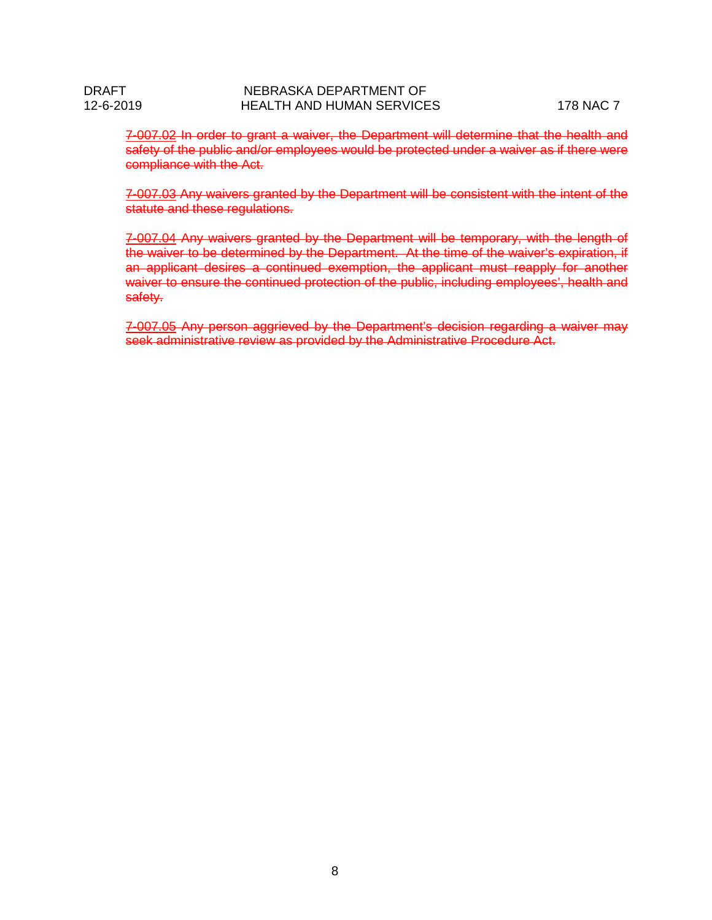~~7-007.02 In order to grant a waiver, the Department will determine that the health and safety of the public and/or employees would be protected under a waiver as if there were compliance with the Act.~~

~~7-007.03 Any waivers granted by the Department will be consistent with the intent of the statute and these regulations.~~

~~7-007.04 Any waivers granted by the Department will be temporary, with the length of the waiver to be determined by the Department. At the time of the waiver's expiration, if an applicant desires a continued exemption, the applicant must reapply for another waiver to ensure the continued protection of the public, including employees', health and safety.~~

~~7-007.05 Any person aggrieved by the Department's decision regarding a waiver may seek administrative review as provided by the Administrative Procedure Act.~~